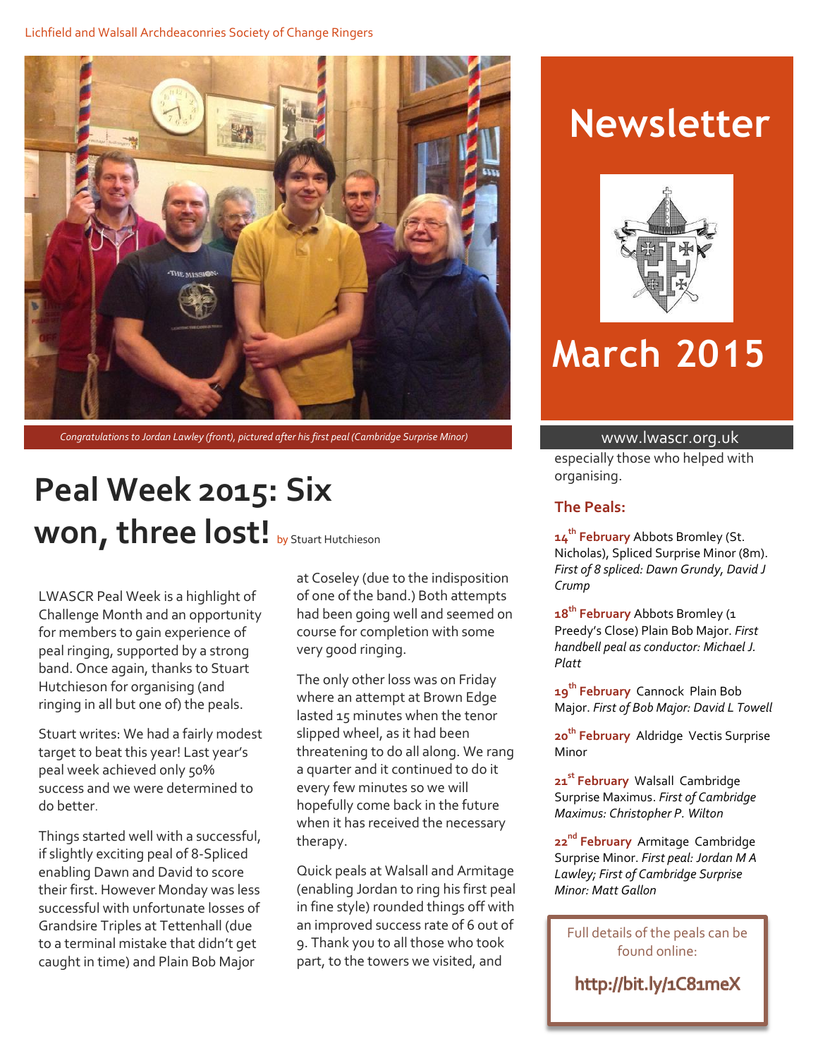Lichfield and Walsall Archdeaconries Society of Change Ringers

# Newsletter

# March 2015

www.lwascr.org.uk

*Congratulations to Jordan Lawley (front), pictured after his first peal (Cambridge Surprise Minor)*

## Peal Week 2015: Six won, three lost!

by Stuart Hutchieson

LWASCR Peal Week is a highlight of Challenge Month and an opportunity for members to gain experience of peal ringing, supported by a strong band. Once again, thanks to Stuart Hutchieson for organising (and ringing in all but one of) the peals.

Stuart writes: We had a fairly modest target to beat this year! Last year's peal week achieved only 50% success and we were determined to do better.

Things started well with a successful, if slightly exciting peal of 8-Spliced enabling Dawn and David to score their first. However Monday was less successful with unfortunate losses of Grandsire Triples at Tettenhall (due to a terminal mistake that didn't get caught in time) and Plain Bob Major at Coseley (due to the indisposition of one of the band.) Both attempts had been going well and seemed on course for completion with some very good ringing.

The only other loss was on Friday where an attempt at Brown Edge lasted 15 minutes when the tenor slipped wheel, as it had been threatening to do all along. We rang a quarter and it continued to do it every few minutes so we will hopefully come back in the future when it has received the necessary therapy.

Quick peals at Walsall and Armitage (enabling Jordan to ring his first peal in fine style) rounded things off with an improved success rate of 6 out of 9. Thank you to all those who took part, to the towers we visited, and especially those who helped with organising.

### The Peals:

**14th February** Abbots Bromley (St. Nicholas), Spliced Surprise Minor (8m). *First of 8 spliced: Dawn Grundy, David J Crump*

**18th February** Abbots Bromley (1 Preedy's Close) Plain Bob Major. *First handbell peal as conductor: Michael J. Platt*

**19th February** Cannock Plain Bob Major. *First of Bob Major: David L Towell*

**20th February** Aldridge Vectis Surprise Minor

**21st February** Walsall Cambridge Surprise Maximus. *First of Cambridge Maximus: Christopher P. Wilton*

**22nd February** Armitage Cambridge Surprise Minor. *First peal: Jordan M A Lawley; First of Cambridge Surprise Minor: Matt Gallon*

Full details of the peals can be found online:

**http://bit.ly/1C81meX**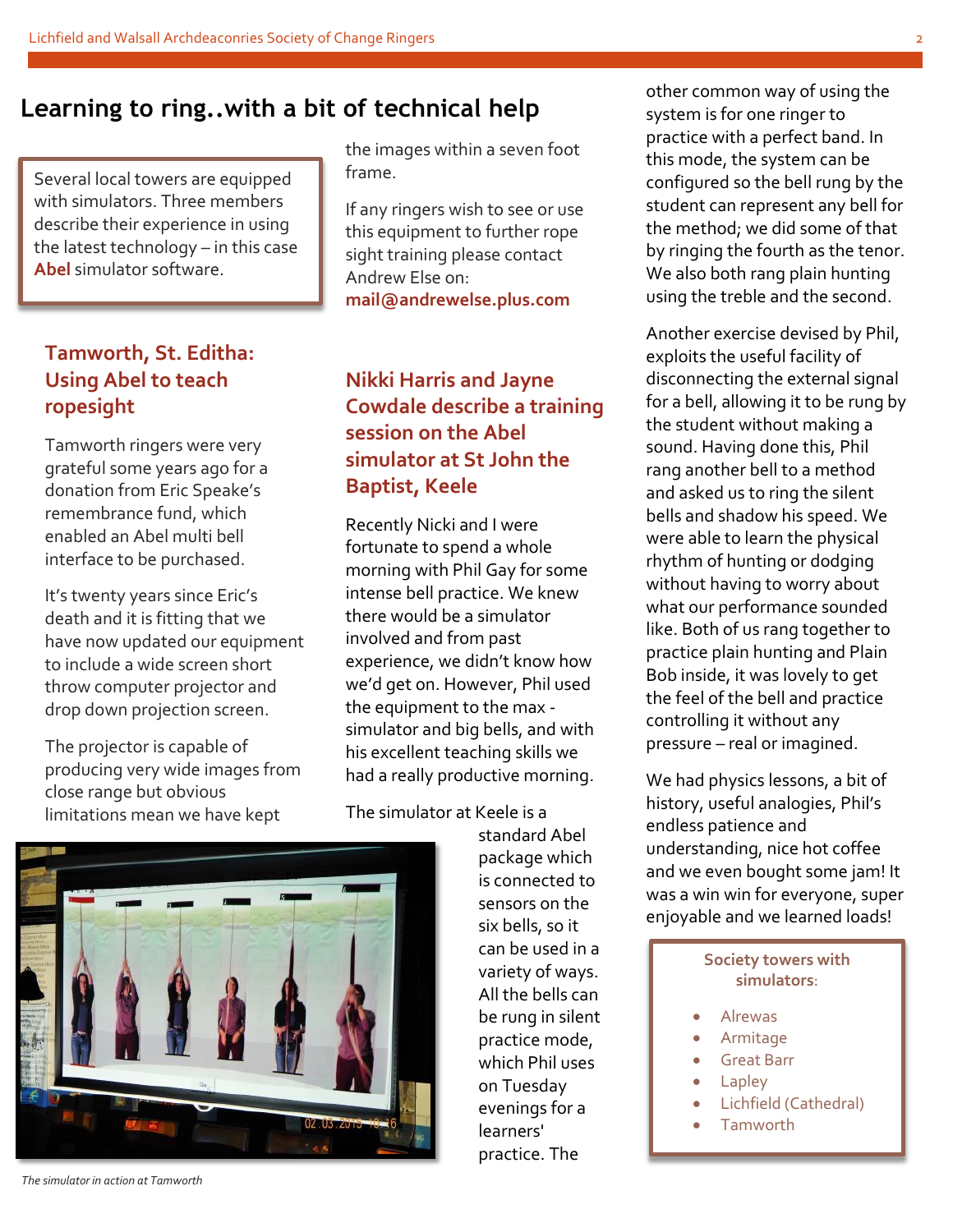# Learning to ring..with a bit of technical help

Several local towers are equipped with simulators. Three members describe their experience in using the latest technology – in this case **Abel** simulator software.

## Tamworth, St. Editha: Using Abel to teach ropesight

Tamworth ringers were very grateful some years ago for a donation from Eric Speake's remembrance fund, which enabled an Abel multi bell interface to be purchased.

It's twenty years since Eric's death and it is fitting that we have now updated our equipment to include a wide screen short throw computer projector and drop down projection screen.

The projector is capable of producing very wide images from close range but obvious limitations mean we have kept the images within a seven foot frame.

If any ringers wish to see or use this equipment to further rope sight training please contact Andrew Else on: **mail@andrewelse.plus.com**

*The simulator in action at Tamworth*

## Nikki Harris and Jayne Cowdale describe a training session on the Abel simulator at St John the Baptist, Keele

Recently Nicki and I were fortunate to spend a whole morning with Phil Gay for some intense bell practice. We knew there would be a simulator involved and from past experience, we didn't know how we'd get on. However, Phil used the equipment to the max - simulator and big bells, and with his excellent teaching skills we had a really productive morning.

The simulator at Keele is a standard Abel package which is connected to sensors on the six bells, so it can be used in a variety of ways. All the bells can be rung in silent practice mode, which Phil uses on Tuesday evenings for a learners' practice. The other common way of using the system is for one ringer to practice with a perfect band. In this mode, the system can be configured so the bell rung by the student can represent any bell for the method; we did some of that by ringing the fourth as the tenor. We also both rang plain hunting using the treble and the second.

Another exercise devised by Phil, exploits the useful facility of disconnecting the external signal for a bell, allowing it to be rung by the student without making a sound. Having done this, Phil rang another bell to a method and asked us to ring the silent bells and shadow his speed. We were able to learn the physical rhythm of hunting or dodging without having to worry about what our performance sounded like. Both of us rang together to practice plain hunting and Plain Bob inside, it was lovely to get the feel of the bell and practice controlling it without any pressure – real or imagined.

We had physics lessons, a bit of history, useful analogies, Phil's endless patience and understanding, nice hot coffee and we even bought some jam! It was a win win for everyone, super enjoyable and we learned loads!

**Society towers with simulators:**

- Alrewas
- Armitage
- Great Barr
- Lapley
- Lichfield (Cathedral)
- Tamworth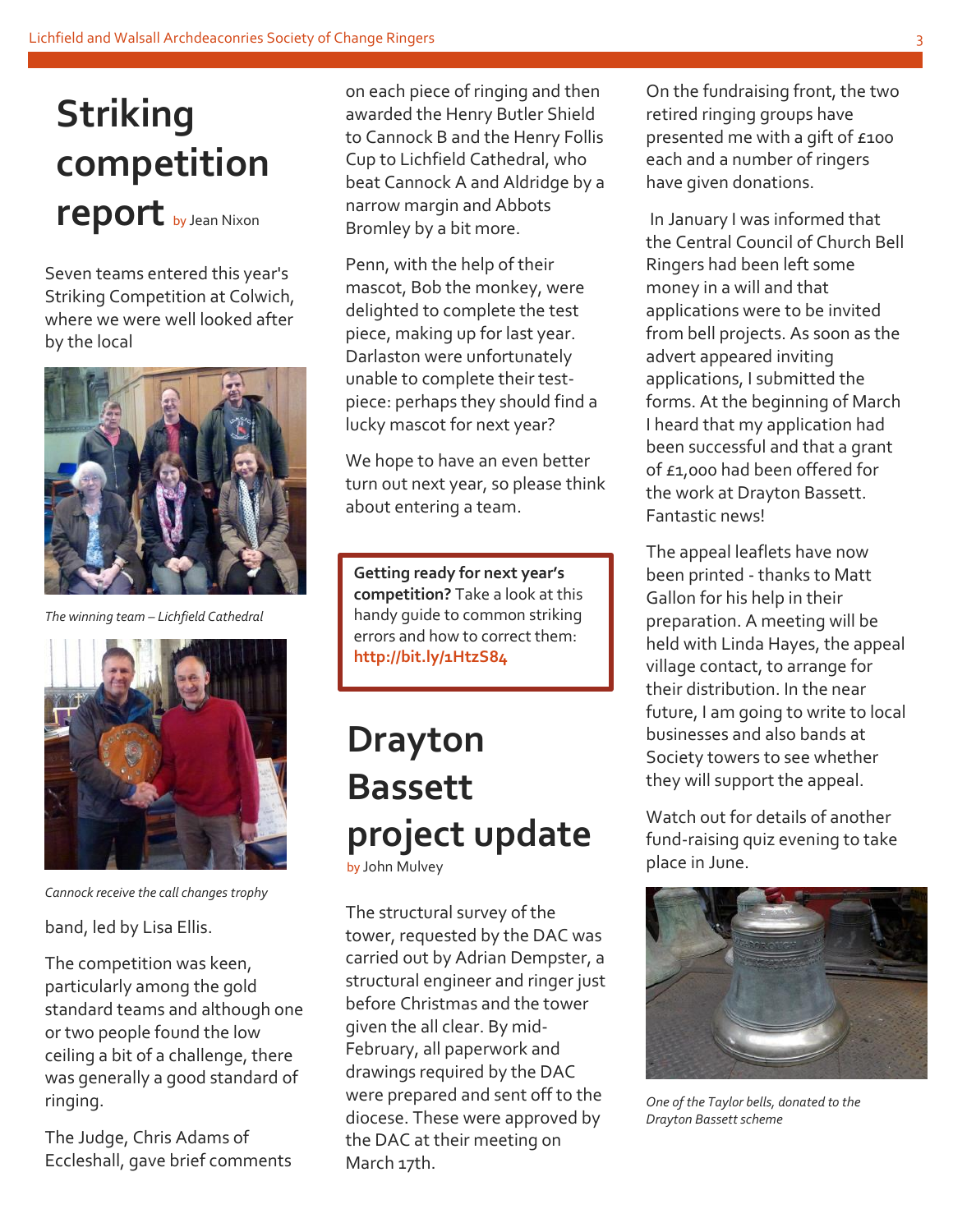# Striking competition report

by Jean Nixon

Seven teams entered this year's Striking Competition at Colwich, where we were well looked after by the local band, led by Lisa Ellis.

*The winning team – Lichfield Cathedral*

*Cannock receive the call changes trophy*

The competition was keen, particularly among the gold standard teams and although one or two people found the low ceiling a bit of a challenge, there was generally a good standard of ringing.

The Judge, Chris Adams of Eccleshall, gave brief comments on each piece of ringing and then awarded the Henry Butler Shield to Cannock B and the Henry Follis Cup to Lichfield Cathedral, who beat Cannock A and Aldridge by a narrow margin and Abbots Bromley by a bit more.

Penn, with the help of their mascot, Bob the monkey, were delighted to complete the test piece, making up for last year. Darlaston were unfortunately unable to complete their test-piece: perhaps they should find a lucky mascot for next year?

We hope to have an even better turn out next year, so please think about entering a team.

> **Getting ready for next year's competition?** Take a look at this handy guide to common striking errors and how to correct them: **http://bit.ly/1HtzS84**

# Drayton Bassett project update

by John Mulvey

The structural survey of the tower, requested by the DAC was carried out by Adrian Dempster, a structural engineer and ringer just before Christmas and the tower given the all clear. By mid-February, all paperwork and drawings required by the DAC were prepared and sent off to the diocese. These were approved by the DAC at their meeting on March 17th.

On the fundraising front, the two retired ringing groups have presented me with a gift of £100 each and a number of ringers have given donations.

In January I was informed that the Central Council of Church Bell Ringers had been left some money in a will and that applications were to be invited from bell projects. As soon as the advert appeared inviting applications, I submitted the forms. At the beginning of March I heard that my application had been successful and that a grant of £1,000 had been offered for the work at Drayton Bassett. Fantastic news!

The appeal leaflets have now been printed - thanks to Matt Gallon for his help in their preparation. A meeting will be held with Linda Hayes, the appeal village contact, to arrange for their distribution. In the near future, I am going to write to local businesses and also bands at Society towers to see whether they will support the appeal.

Watch out for details of another fund-raising quiz evening to take place in June.

*One of the Taylor bells, donated to the Drayton Bassett scheme*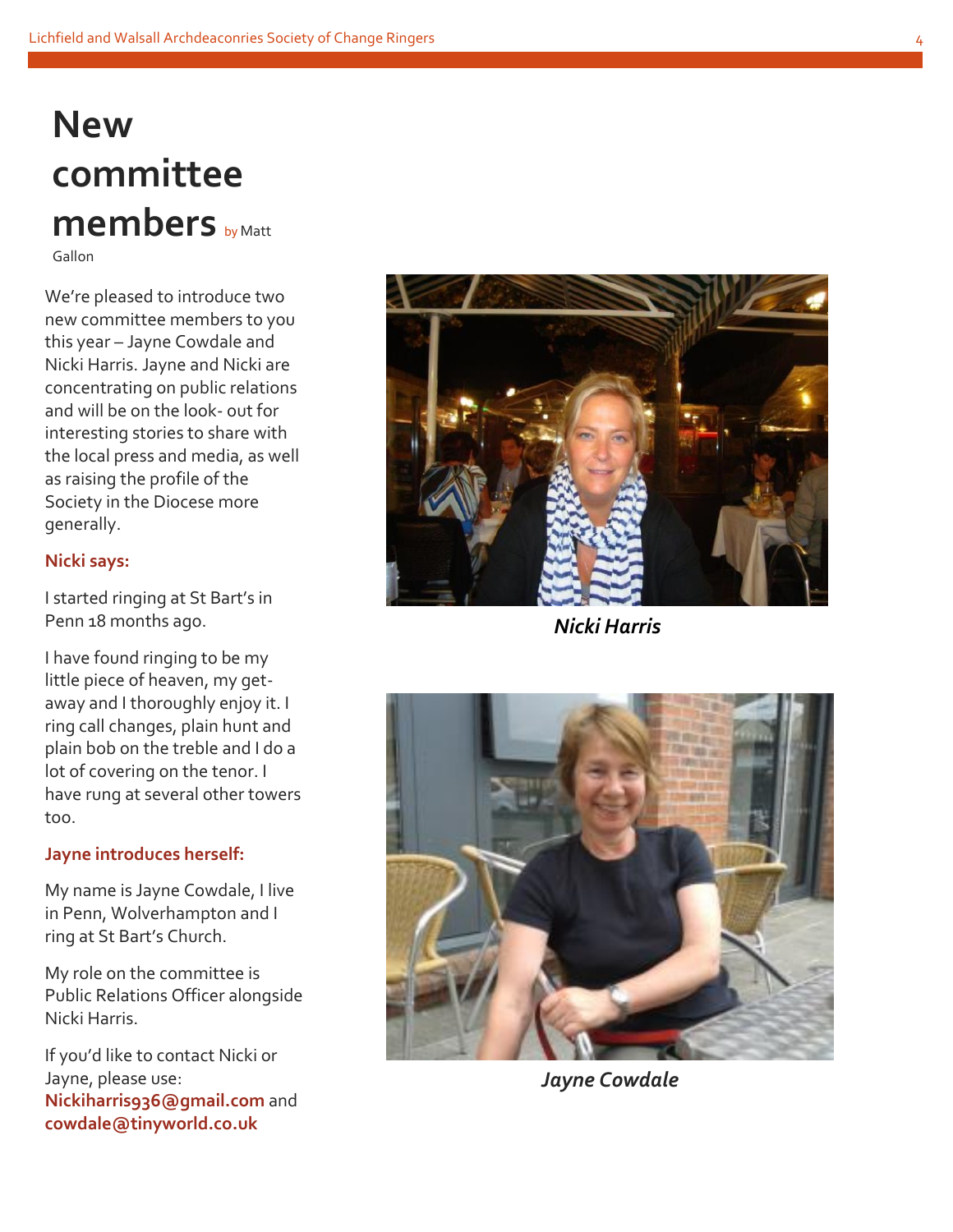# New committee members

by Matt Gallon

We're pleased to introduce two new committee members to you this year – Jayne Cowdale and Nicki Harris. Jayne and Nicki are concentrating on public relations and will be on the look- out for interesting stories to share with the local press and media, as well as raising the profile of the Society in the Diocese more generally.

**Nicki says:**

I started ringing at St Bart's in Penn 18 months ago.

I have found ringing to be my little piece of heaven, my get-away and I thoroughly enjoy it. I ring call changes, plain hunt and plain bob on the treble and I do a lot of covering on the tenor. I have rung at several other towers too.

**Jayne introduces herself:**

My name is Jayne Cowdale, I live in Penn, Wolverhampton and I ring at St Bart's Church.

My role on the committee is Public Relations Officer alongside Nicki Harris.

If you'd like to contact Nicki or Jayne, please use: **Nickiharris936@gmail.com** and **cowdale@tinyworld.co.uk**

***Nicki Harris***

***Jayne Cowdale***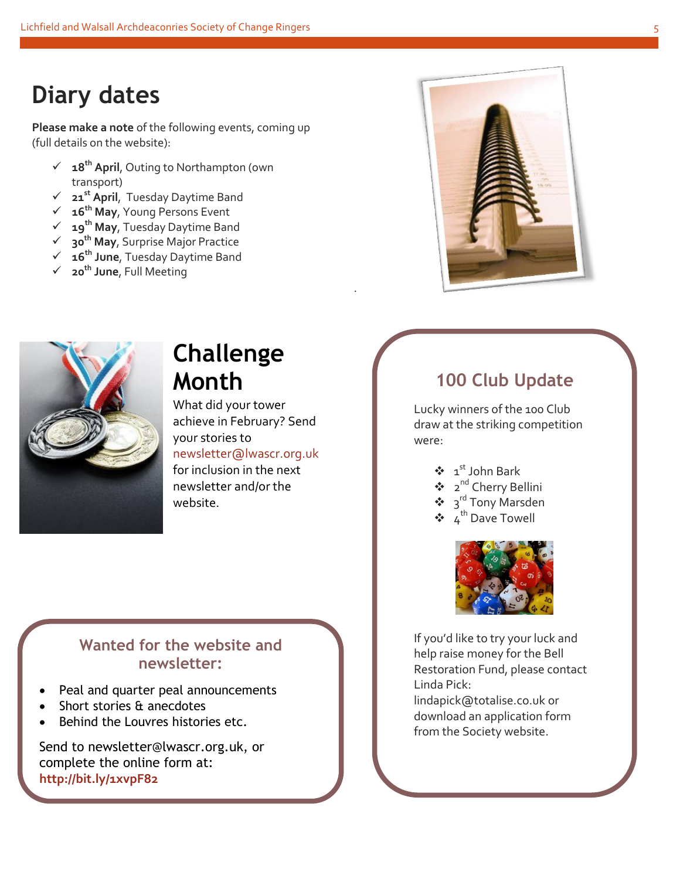# Diary dates

**Please make a note** of the following events, coming up (full details on the website):

- ✓ **18th April**, Outing to Northampton (own transport)
- ✓ **21st April**, Tuesday Daytime Band
- ✓ **16th May**, Young Persons Event
- ✓ **19th May**, Tuesday Daytime Band
- ✓ **30th May**, Surprise Major Practice
- ✓ **16th June**, Tuesday Daytime Band
- ✓ **20th June**, Full Meeting

# Challenge Month

What did your tower achieve in February? Send your stories to newsletter@lwascr.org.uk for inclusion in the next newsletter and/or the website.

## Wanted for the website and newsletter:

- Peal and quarter peal announcements
- Short stories & anecdotes
- Behind the Louvres histories etc.

Send to newsletter@lwascr.org.uk, or complete the online form at: **http://bit.ly/1xvpF82**

## 100 Club Update

Lucky winners of the 100 Club draw at the striking competition were:

- 1st John Bark
- 2nd Cherry Bellini
- 3rd Tony Marsden
- 4th Dave Towell

If you'd like to try your luck and help raise money for the Bell Restoration Fund, please contact Linda Pick: lindapick@totalise.co.uk or download an application form from the Society website.